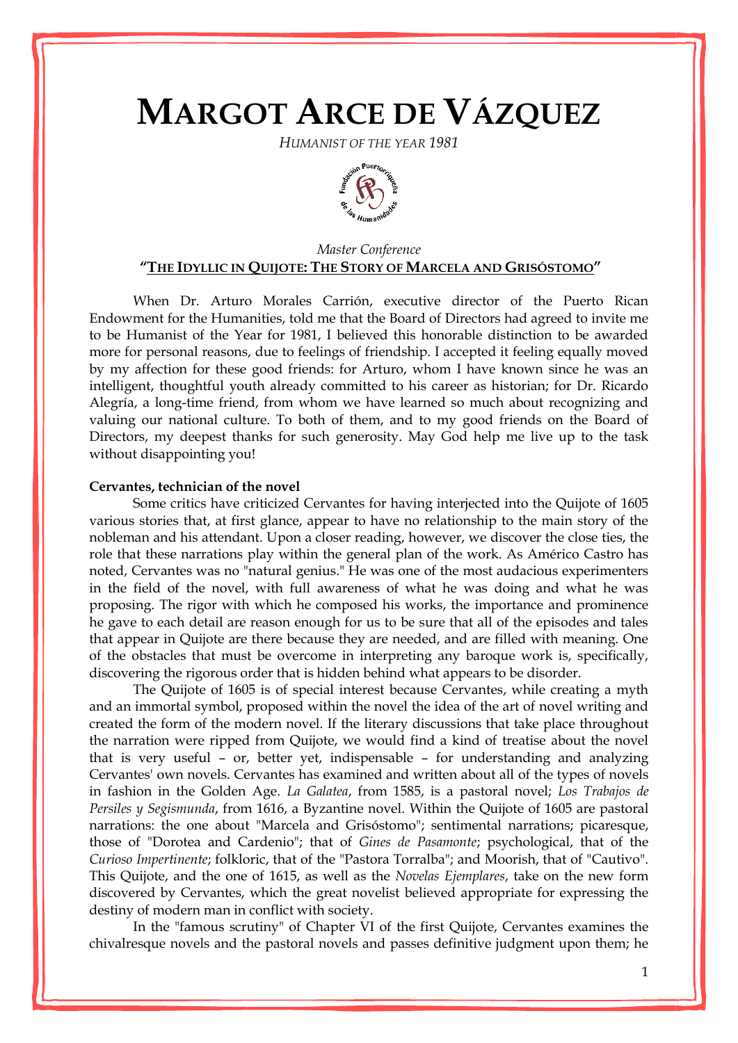# MARGOT ARCE DE VÁZQUEZ

*HUMANIST OF THE YEAR 1981*

*Master Conference*

**"THE IDYLLIC IN QUIJOTE: THE STORY OF MARCELA AND GRISÓSTOMO"**

When Dr. Arturo Morales Carrión, executive director of the Puerto Rican Endowment for the Humanities, told me that the Board of Directors had agreed to invite me to be Humanist of the Year for 1981, I believed this honorable distinction to be awarded more for personal reasons, due to feelings of friendship. I accepted it feeling equally moved by my affection for these good friends: for Arturo, whom I have known since he was an intelligent, thoughtful youth already committed to his career as historian; for Dr. Ricardo Alegría, a long-time friend, from whom we have learned so much about recognizing and valuing our national culture. To both of them, and to my good friends on the Board of Directors, my deepest thanks for such generosity. May God help me live up to the task without disappointing you!

**Cervantes, technician of the novel**

Some critics have criticized Cervantes for having interjected into the Quijote of 1605 various stories that, at first glance, appear to have no relationship to the main story of the nobleman and his attendant. Upon a closer reading, however, we discover the close ties, the role that these narrations play within the general plan of the work. As Américo Castro has noted, Cervantes was no "natural genius." He was one of the most audacious experimenters in the field of the novel, with full awareness of what he was doing and what he was proposing. The rigor with which he composed his works, the importance and prominence he gave to each detail are reason enough for us to be sure that all of the episodes and tales that appear in Quijote are there because they are needed, and are filled with meaning. One of the obstacles that must be overcome in interpreting any baroque work is, specifically, discovering the rigorous order that is hidden behind what appears to be disorder.

The Quijote of 1605 is of special interest because Cervantes, while creating a myth and an immortal symbol, proposed within the novel the idea of the art of novel writing and created the form of the modern novel. If the literary discussions that take place throughout the narration were ripped from Quijote, we would find a kind of treatise about the novel that is very useful – or, better yet, indispensable – for understanding and analyzing Cervantes' own novels. Cervantes has examined and written about all of the types of novels in fashion in the Golden Age. *La Galatea*, from 1585, is a pastoral novel; *Los Trabajos de Persiles y Segismunda*, from 1616, a Byzantine novel. Within the Quijote of 1605 are pastoral narrations: the one about "Marcela and Grisóstomo"; sentimental narrations; picaresque, those of "Dorotea and Cardenio"; that of *Gines de Pasamonte*; psychological, that of the *Curioso Impertinente*; folkloric, that of the "Pastora Torralba"; and Moorish, that of "Cautivo". This Quijote, and the one of 1615, as well as the *Novelas Ejemplares*, take on the new form discovered by Cervantes, which the great novelist believed appropriate for expressing the destiny of modern man in conflict with society.

In the "famous scrutiny" of Chapter VI of the first Quijote, Cervantes examines the chivalresque novels and the pastoral novels and passes definitive judgment upon them; he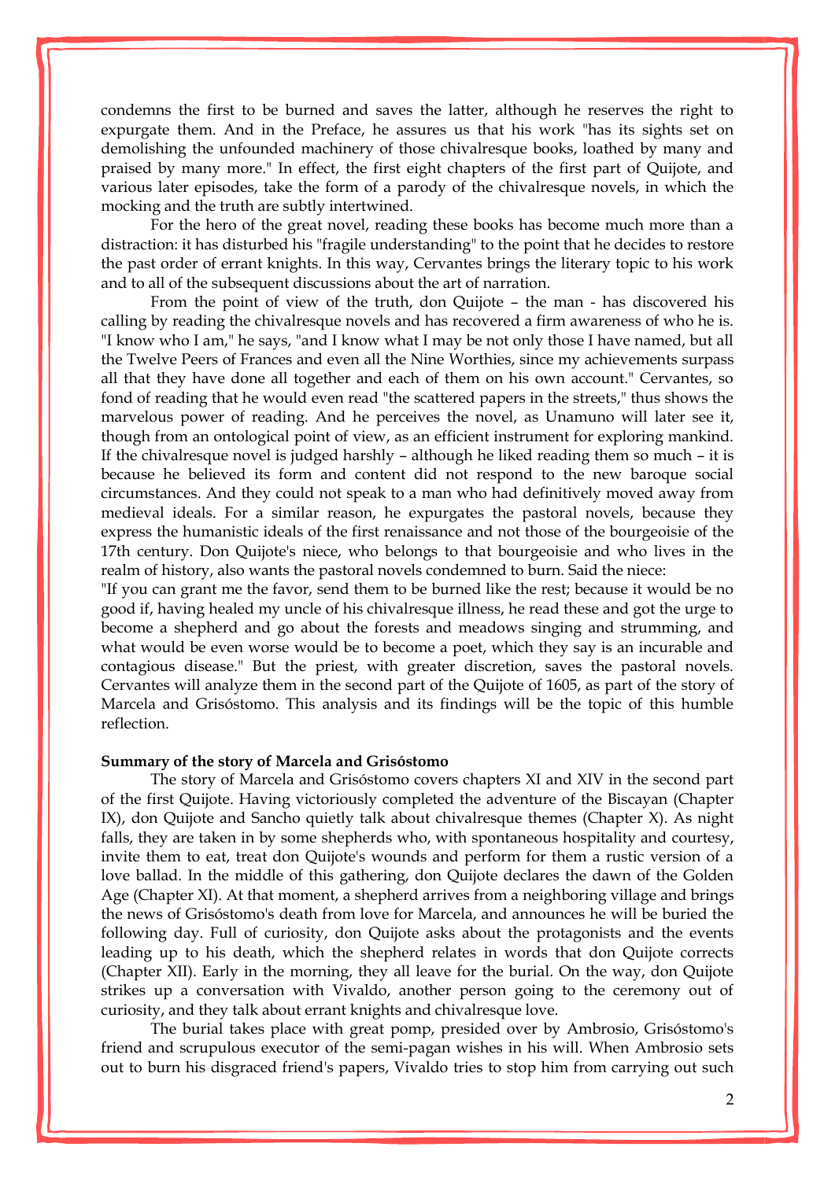condemns the first to be burned and saves the latter, although he reserves the right to expurgate them. And in the Preface, he assures us that his work "has its sights set on demolishing the unfounded machinery of those chivalresque books, loathed by many and praised by many more." In effect, the first eight chapters of the first part of Quijote, and various later episodes, take the form of a parody of the chivalresque novels, in which the mocking and the truth are subtly intertwined.

For the hero of the great novel, reading these books has become much more than a distraction: it has disturbed his "fragile understanding" to the point that he decides to restore the past order of errant knights. In this way, Cervantes brings the literary topic to his work and to all of the subsequent discussions about the art of narration.

From the point of view of the truth, don Quijote – the man - has discovered his calling by reading the chivalresque novels and has recovered a firm awareness of who he is. "I know who I am," he says, "and I know what I may be not only those I have named, but all the Twelve Peers of Frances and even all the Nine Worthies, since my achievements surpass all that they have done all together and each of them on his own account." Cervantes, so fond of reading that he would even read "the scattered papers in the streets," thus shows the marvelous power of reading. And he perceives the novel, as Unamuno will later see it, though from an ontological point of view, as an efficient instrument for exploring mankind. If the chivalresque novel is judged harshly – although he liked reading them so much – it is because he believed its form and content did not respond to the new baroque social circumstances. And they could not speak to a man who had definitively moved away from medieval ideals. For a similar reason, he expurgates the pastoral novels, because they express the humanistic ideals of the first renaissance and not those of the bourgeoisie of the 17th century. Don Quijote's niece, who belongs to that bourgeoisie and who lives in the realm of history, also wants the pastoral novels condemned to burn. Said the niece:

"If you can grant me the favor, send them to be burned like the rest; because it would be no good if, having healed my uncle of his chivalresque illness, he read these and got the urge to become a shepherd and go about the forests and meadows singing and strumming, and what would be even worse would be to become a poet, which they say is an incurable and contagious disease." But the priest, with greater discretion, saves the pastoral novels. Cervantes will analyze them in the second part of the Quijote of 1605, as part of the story of Marcela and Grisóstomo. This analysis and its findings will be the topic of this humble reflection.

**Summary of the story of Marcela and Grisóstomo**

The story of Marcela and Grisóstomo covers chapters XI and XIV in the second part of the first Quijote. Having victoriously completed the adventure of the Biscayan (Chapter IX), don Quijote and Sancho quietly talk about chivalresque themes (Chapter X). As night falls, they are taken in by some shepherds who, with spontaneous hospitality and courtesy, invite them to eat, treat don Quijote's wounds and perform for them a rustic version of a love ballad. In the middle of this gathering, don Quijote declares the dawn of the Golden Age (Chapter XI). At that moment, a shepherd arrives from a neighboring village and brings the news of Grisóstomo's death from love for Marcela, and announces he will be buried the following day. Full of curiosity, don Quijote asks about the protagonists and the events leading up to his death, which the shepherd relates in words that don Quijote corrects (Chapter XII). Early in the morning, they all leave for the burial. On the way, don Quijote strikes up a conversation with Vivaldo, another person going to the ceremony out of curiosity, and they talk about errant knights and chivalresque love.

The burial takes place with great pomp, presided over by Ambrosio, Grisóstomo's friend and scrupulous executor of the semi-pagan wishes in his will. When Ambrosio sets out to burn his disgraced friend's papers, Vivaldo tries to stop him from carrying out such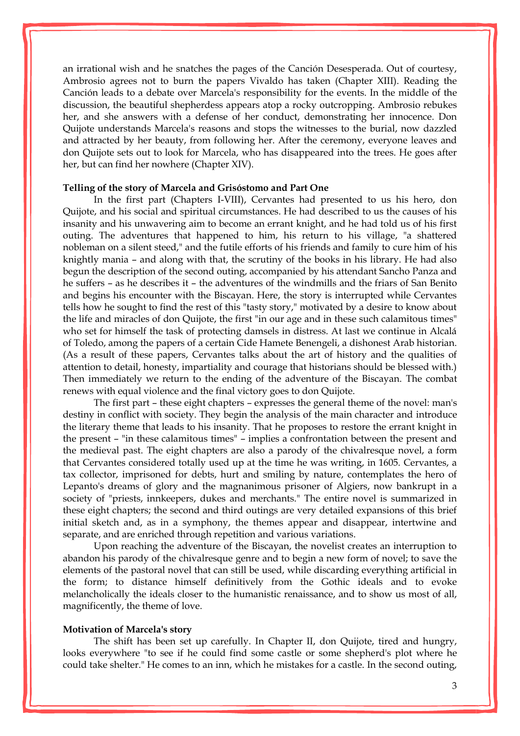an irrational wish and he snatches the pages of the Canción Desesperada. Out of courtesy, Ambrosio agrees not to burn the papers Vivaldo has taken (Chapter XIII). Reading the Canción leads to a debate over Marcela's responsibility for the events. In the middle of the discussion, the beautiful shepherdess appears atop a rocky outcropping. Ambrosio rebukes her, and she answers with a defense of her conduct, demonstrating her innocence. Don Quijote understands Marcela's reasons and stops the witnesses to the burial, now dazzled and attracted by her beauty, from following her. After the ceremony, everyone leaves and don Quijote sets out to look for Marcela, who has disappeared into the trees. He goes after her, but can find her nowhere (Chapter XIV).

**Telling of the story of Marcela and Grisóstomo and Part One**

In the first part (Chapters I-VIII), Cervantes had presented to us his hero, don Quijote, and his social and spiritual circumstances. He had described to us the causes of his insanity and his unwavering aim to become an errant knight, and he had told us of his first outing. The adventures that happened to him, his return to his village, "a shattered nobleman on a silent steed," and the futile efforts of his friends and family to cure him of his knightly mania – and along with that, the scrutiny of the books in his library. He had also begun the description of the second outing, accompanied by his attendant Sancho Panza and he suffers – as he describes it – the adventures of the windmills and the friars of San Benito and begins his encounter with the Biscayan. Here, the story is interrupted while Cervantes tells how he sought to find the rest of this "tasty story," motivated by a desire to know about the life and miracles of don Quijote, the first "in our age and in these such calamitous times" who set for himself the task of protecting damsels in distress. At last we continue in Alcalá of Toledo, among the papers of a certain Cide Hamete Benengeli, a dishonest Arab historian. (As a result of these papers, Cervantes talks about the art of history and the qualities of attention to detail, honesty, impartiality and courage that historians should be blessed with.) Then immediately we return to the ending of the adventure of the Biscayan. The combat renews with equal violence and the final victory goes to don Quijote.

The first part – these eight chapters – expresses the general theme of the novel: man's destiny in conflict with society. They begin the analysis of the main character and introduce the literary theme that leads to his insanity. That he proposes to restore the errant knight in the present – "in these calamitous times" – implies a confrontation between the present and the medieval past. The eight chapters are also a parody of the chivalresque novel, a form that Cervantes considered totally used up at the time he was writing, in 1605. Cervantes, a tax collector, imprisoned for debts, hurt and smiling by nature, contemplates the hero of Lepanto's dreams of glory and the magnanimous prisoner of Algiers, now bankrupt in a society of "priests, innkeepers, dukes and merchants." The entire novel is summarized in these eight chapters; the second and third outings are very detailed expansions of this brief initial sketch and, as in a symphony, the themes appear and disappear, intertwine and separate, and are enriched through repetition and various variations.

Upon reaching the adventure of the Biscayan, the novelist creates an interruption to abandon his parody of the chivalresque genre and to begin a new form of novel; to save the elements of the pastoral novel that can still be used, while discarding everything artificial in the form; to distance himself definitively from the Gothic ideals and to evoke melancholically the ideals closer to the humanistic renaissance, and to show us most of all, magnificently, the theme of love.

**Motivation of Marcela's story**

The shift has been set up carefully. In Chapter II, don Quijote, tired and hungry, looks everywhere "to see if he could find some castle or some shepherd's plot where he could take shelter." He comes to an inn, which he mistakes for a castle. In the second outing,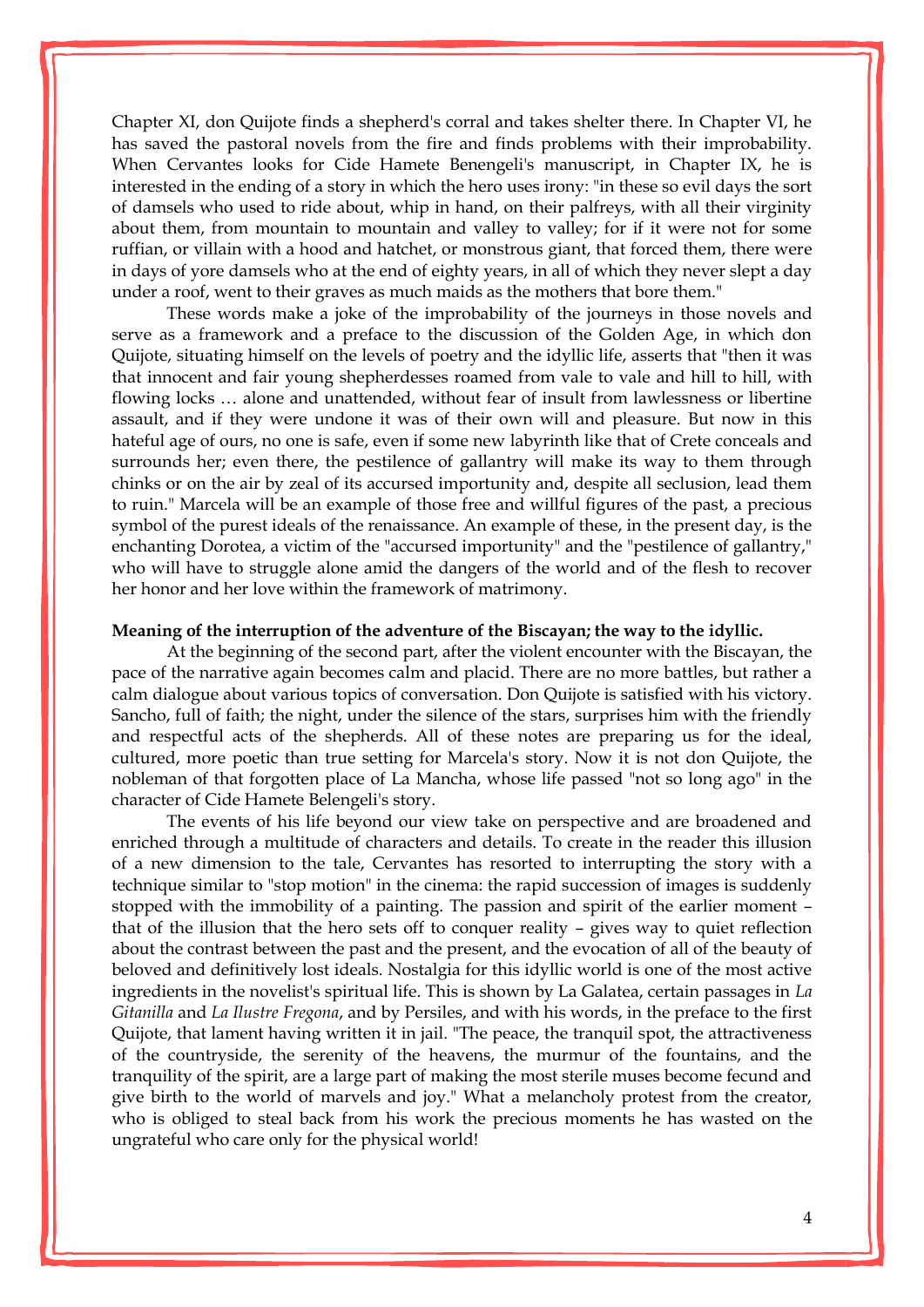Chapter XI, don Quijote finds a shepherd's corral and takes shelter there. In Chapter VI, he has saved the pastoral novels from the fire and finds problems with their improbability. When Cervantes looks for Cide Hamete Benengeli's manuscript, in Chapter IX, he is interested in the ending of a story in which the hero uses irony: "in these so evil days the sort of damsels who used to ride about, whip in hand, on their palfreys, with all their virginity about them, from mountain to mountain and valley to valley; for if it were not for some ruffian, or villain with a hood and hatchet, or monstrous giant, that forced them, there were in days of yore damsels who at the end of eighty years, in all of which they never slept a day under a roof, went to their graves as much maids as the mothers that bore them."

These words make a joke of the improbability of the journeys in those novels and serve as a framework and a preface to the discussion of the Golden Age, in which don Quijote, situating himself on the levels of poetry and the idyllic life, asserts that "then it was that innocent and fair young shepherdesses roamed from vale to vale and hill to hill, with flowing locks … alone and unattended, without fear of insult from lawlessness or libertine assault, and if they were undone it was of their own will and pleasure. But now in this hateful age of ours, no one is safe, even if some new labyrinth like that of Crete conceals and surrounds her; even there, the pestilence of gallantry will make its way to them through chinks or on the air by zeal of its accursed importunity and, despite all seclusion, lead them to ruin." Marcela will be an example of those free and willful figures of the past, a precious symbol of the purest ideals of the renaissance. An example of these, in the present day, is the enchanting Dorotea, a victim of the "accursed importunity" and the "pestilence of gallantry," who will have to struggle alone amid the dangers of the world and of the flesh to recover her honor and her love within the framework of matrimony.

**Meaning of the interruption of the adventure of the Biscayan; the way to the idyllic.**

At the beginning of the second part, after the violent encounter with the Biscayan, the pace of the narrative again becomes calm and placid. There are no more battles, but rather a calm dialogue about various topics of conversation. Don Quijote is satisfied with his victory. Sancho, full of faith; the night, under the silence of the stars, surprises him with the friendly and respectful acts of the shepherds. All of these notes are preparing us for the ideal, cultured, more poetic than true setting for Marcela's story. Now it is not don Quijote, the nobleman of that forgotten place of La Mancha, whose life passed "not so long ago" in the character of Cide Hamete Belengeli's story.

The events of his life beyond our view take on perspective and are broadened and enriched through a multitude of characters and details. To create in the reader this illusion of a new dimension to the tale, Cervantes has resorted to interrupting the story with a technique similar to "stop motion" in the cinema: the rapid succession of images is suddenly stopped with the immobility of a painting. The passion and spirit of the earlier moment – that of the illusion that the hero sets off to conquer reality – gives way to quiet reflection about the contrast between the past and the present, and the evocation of all of the beauty of beloved and definitively lost ideals. Nostalgia for this idyllic world is one of the most active ingredients in the novelist's spiritual life. This is shown by La Galatea, certain passages in *La Gitanilla* and *La Ilustre Fregona*, and by Persiles, and with his words, in the preface to the first Quijote, that lament having written it in jail. "The peace, the tranquil spot, the attractiveness of the countryside, the serenity of the heavens, the murmur of the fountains, and the tranquility of the spirit, are a large part of making the most sterile muses become fecund and give birth to the world of marvels and joy." What a melancholy protest from the creator, who is obliged to steal back from his work the precious moments he has wasted on the ungrateful who care only for the physical world!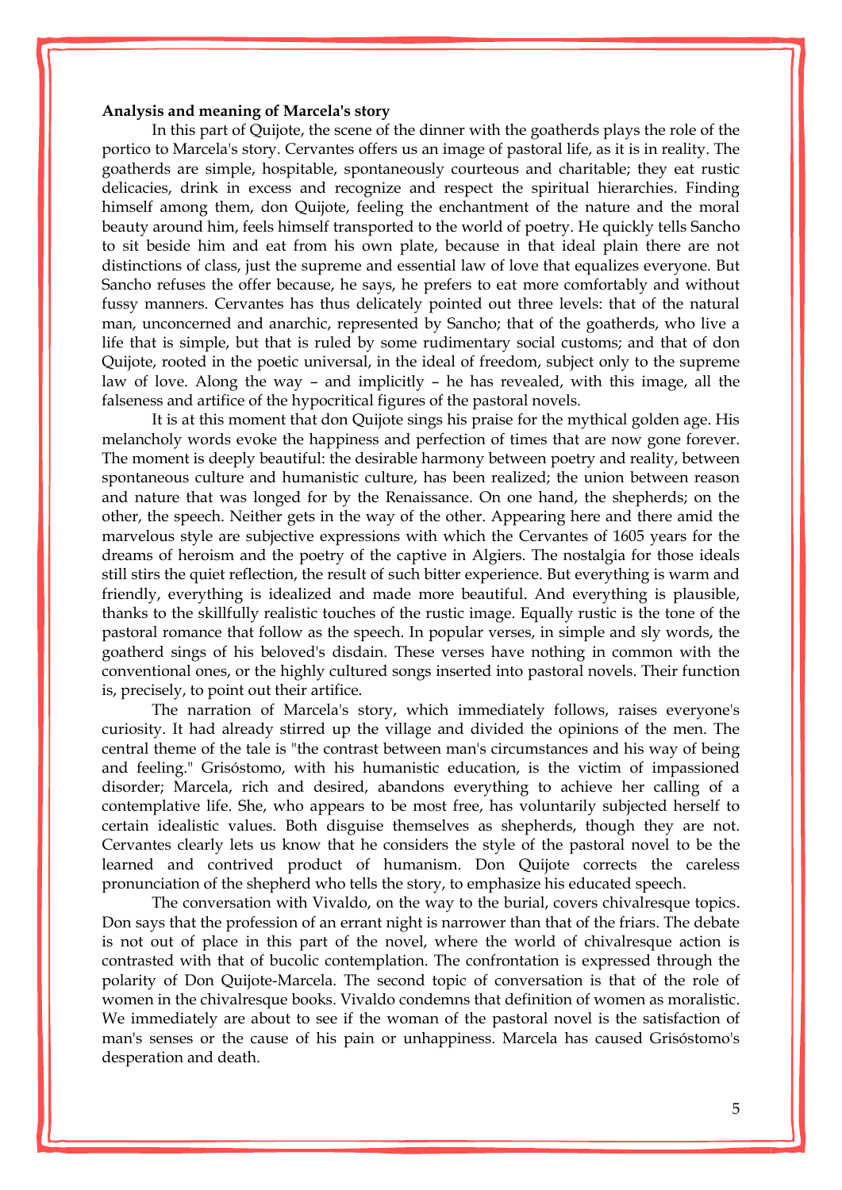**Analysis and meaning of Marcela's story**

In this part of Quijote, the scene of the dinner with the goatherds plays the role of the portico to Marcela's story. Cervantes offers us an image of pastoral life, as it is in reality. The goatherds are simple, hospitable, spontaneously courteous and charitable; they eat rustic delicacies, drink in excess and recognize and respect the spiritual hierarchies. Finding himself among them, don Quijote, feeling the enchantment of the nature and the moral beauty around him, feels himself transported to the world of poetry. He quickly tells Sancho to sit beside him and eat from his own plate, because in that ideal plain there are not distinctions of class, just the supreme and essential law of love that equalizes everyone. But Sancho refuses the offer because, he says, he prefers to eat more comfortably and without fussy manners. Cervantes has thus delicately pointed out three levels: that of the natural man, unconcerned and anarchic, represented by Sancho; that of the goatherds, who live a life that is simple, but that is ruled by some rudimentary social customs; and that of don Quijote, rooted in the poetic universal, in the ideal of freedom, subject only to the supreme law of love. Along the way – and implicitly – he has revealed, with this image, all the falseness and artifice of the hypocritical figures of the pastoral novels.

It is at this moment that don Quijote sings his praise for the mythical golden age. His melancholy words evoke the happiness and perfection of times that are now gone forever. The moment is deeply beautiful: the desirable harmony between poetry and reality, between spontaneous culture and humanistic culture, has been realized; the union between reason and nature that was longed for by the Renaissance. On one hand, the shepherds; on the other, the speech. Neither gets in the way of the other. Appearing here and there amid the marvelous style are subjective expressions with which the Cervantes of 1605 years for the dreams of heroism and the poetry of the captive in Algiers. The nostalgia for those ideals still stirs the quiet reflection, the result of such bitter experience. But everything is warm and friendly, everything is idealized and made more beautiful. And everything is plausible, thanks to the skillfully realistic touches of the rustic image. Equally rustic is the tone of the pastoral romance that follow as the speech. In popular verses, in simple and sly words, the goatherd sings of his beloved's disdain. These verses have nothing in common with the conventional ones, or the highly cultured songs inserted into pastoral novels. Their function is, precisely, to point out their artifice.

The narration of Marcela's story, which immediately follows, raises everyone's curiosity. It had already stirred up the village and divided the opinions of the men. The central theme of the tale is "the contrast between man's circumstances and his way of being and feeling." Grisóstomo, with his humanistic education, is the victim of impassioned disorder; Marcela, rich and desired, abandons everything to achieve her calling of a contemplative life. She, who appears to be most free, has voluntarily subjected herself to certain idealistic values. Both disguise themselves as shepherds, though they are not. Cervantes clearly lets us know that he considers the style of the pastoral novel to be the learned and contrived product of humanism. Don Quijote corrects the careless pronunciation of the shepherd who tells the story, to emphasize his educated speech.

The conversation with Vivaldo, on the way to the burial, covers chivalresque topics. Don says that the profession of an errant night is narrower than that of the friars. The debate is not out of place in this part of the novel, where the world of chivalresque action is contrasted with that of bucolic contemplation. The confrontation is expressed through the polarity of Don Quijote-Marcela. The second topic of conversation is that of the role of women in the chivalresque books. Vivaldo condemns that definition of women as moralistic. We immediately are about to see if the woman of the pastoral novel is the satisfaction of man's senses or the cause of his pain or unhappiness. Marcela has caused Grisóstomo's desperation and death.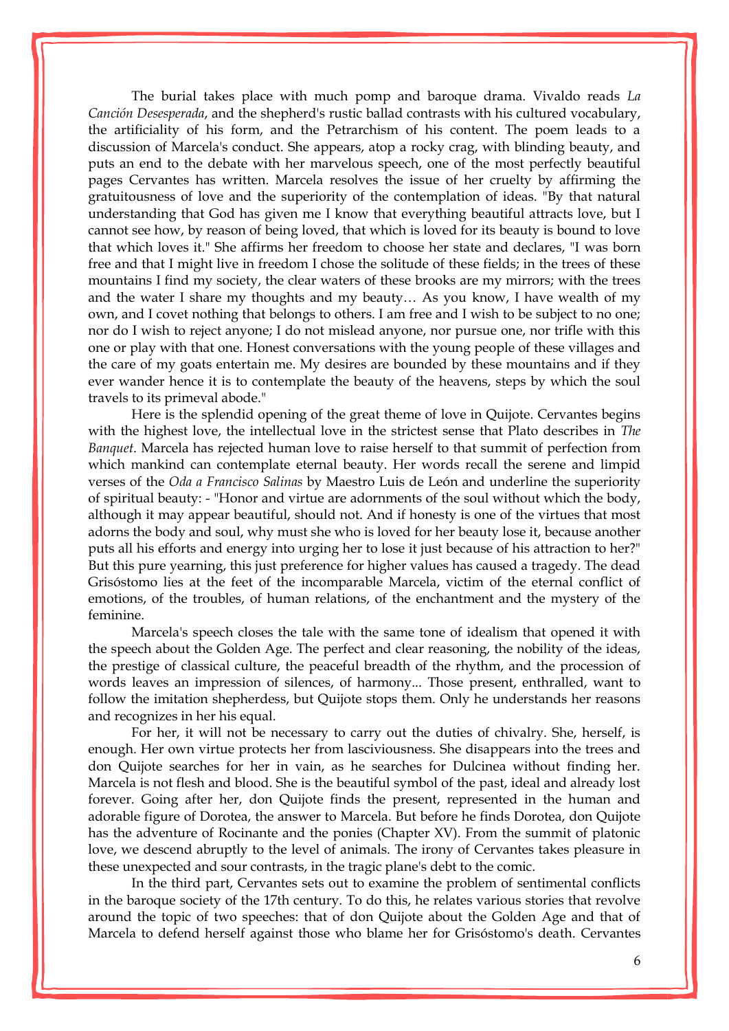The burial takes place with much pomp and baroque drama. Vivaldo reads *La Canción Desesperada*, and the shepherd's rustic ballad contrasts with his cultured vocabulary, the artificiality of his form, and the Petrarchism of his content. The poem leads to a discussion of Marcela's conduct. She appears, atop a rocky crag, with blinding beauty, and puts an end to the debate with her marvelous speech, one of the most perfectly beautiful pages Cervantes has written. Marcela resolves the issue of her cruelty by affirming the gratuitousness of love and the superiority of the contemplation of ideas. "By that natural understanding that God has given me I know that everything beautiful attracts love, but I cannot see how, by reason of being loved, that which is loved for its beauty is bound to love that which loves it." She affirms her freedom to choose her state and declares, "I was born free and that I might live in freedom I chose the solitude of these fields; in the trees of these mountains I find my society, the clear waters of these brooks are my mirrors; with the trees and the water I share my thoughts and my beauty… As you know, I have wealth of my own, and I covet nothing that belongs to others. I am free and I wish to be subject to no one; nor do I wish to reject anyone; I do not mislead anyone, nor pursue one, nor trifle with this one or play with that one. Honest conversations with the young people of these villages and the care of my goats entertain me. My desires are bounded by these mountains and if they ever wander hence it is to contemplate the beauty of the heavens, steps by which the soul travels to its primeval abode."

Here is the splendid opening of the great theme of love in Quijote. Cervantes begins with the highest love, the intellectual love in the strictest sense that Plato describes in *The Banquet*. Marcela has rejected human love to raise herself to that summit of perfection from which mankind can contemplate eternal beauty. Her words recall the serene and limpid verses of the *Oda a Francisco Salinas* by Maestro Luis de León and underline the superiority of spiritual beauty: - "Honor and virtue are adornments of the soul without which the body, although it may appear beautiful, should not. And if honesty is one of the virtues that most adorns the body and soul, why must she who is loved for her beauty lose it, because another puts all his efforts and energy into urging her to lose it just because of his attraction to her?" But this pure yearning, this just preference for higher values has caused a tragedy. The dead Grisóstomo lies at the feet of the incomparable Marcela, victim of the eternal conflict of emotions, of the troubles, of human relations, of the enchantment and the mystery of the feminine.

Marcela's speech closes the tale with the same tone of idealism that opened it with the speech about the Golden Age. The perfect and clear reasoning, the nobility of the ideas, the prestige of classical culture, the peaceful breadth of the rhythm, and the procession of words leaves an impression of silences, of harmony... Those present, enthralled, want to follow the imitation shepherdess, but Quijote stops them. Only he understands her reasons and recognizes in her his equal.

For her, it will not be necessary to carry out the duties of chivalry. She, herself, is enough. Her own virtue protects her from lasciviousness. She disappears into the trees and don Quijote searches for her in vain, as he searches for Dulcinea without finding her. Marcela is not flesh and blood. She is the beautiful symbol of the past, ideal and already lost forever. Going after her, don Quijote finds the present, represented in the human and adorable figure of Dorotea, the answer to Marcela. But before he finds Dorotea, don Quijote has the adventure of Rocinante and the ponies (Chapter XV). From the summit of platonic love, we descend abruptly to the level of animals. The irony of Cervantes takes pleasure in these unexpected and sour contrasts, in the tragic plane's debt to the comic.

In the third part, Cervantes sets out to examine the problem of sentimental conflicts in the baroque society of the 17th century. To do this, he relates various stories that revolve around the topic of two speeches: that of don Quijote about the Golden Age and that of Marcela to defend herself against those who blame her for Grisóstomo's death. Cervantes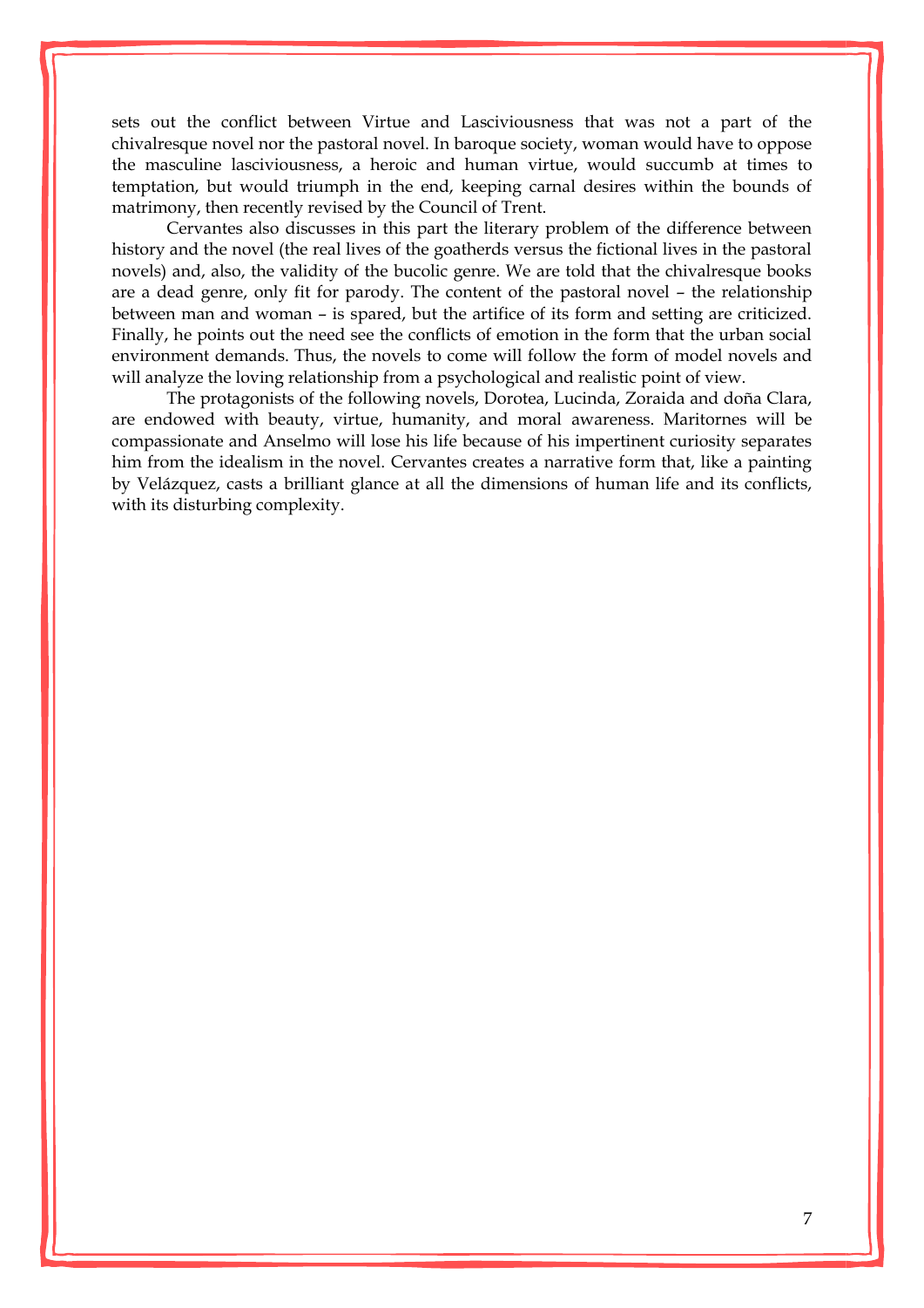sets out the conflict between Virtue and Lasciviousness that was not a part of the chivalresque novel nor the pastoral novel. In baroque society, woman would have to oppose the masculine lasciviousness, a heroic and human virtue, would succumb at times to temptation, but would triumph in the end, keeping carnal desires within the bounds of matrimony, then recently revised by the Council of Trent.

Cervantes also discusses in this part the literary problem of the difference between history and the novel (the real lives of the goatherds versus the fictional lives in the pastoral novels) and, also, the validity of the bucolic genre. We are told that the chivalresque books are a dead genre, only fit for parody. The content of the pastoral novel – the relationship between man and woman – is spared, but the artifice of its form and setting are criticized. Finally, he points out the need see the conflicts of emotion in the form that the urban social environment demands. Thus, the novels to come will follow the form of model novels and will analyze the loving relationship from a psychological and realistic point of view.

The protagonists of the following novels, Dorotea, Lucinda, Zoraida and doña Clara, are endowed with beauty, virtue, humanity, and moral awareness. Maritornes will be compassionate and Anselmo will lose his life because of his impertinent curiosity separates him from the idealism in the novel. Cervantes creates a narrative form that, like a painting by Velázquez, casts a brilliant glance at all the dimensions of human life and its conflicts, with its disturbing complexity.